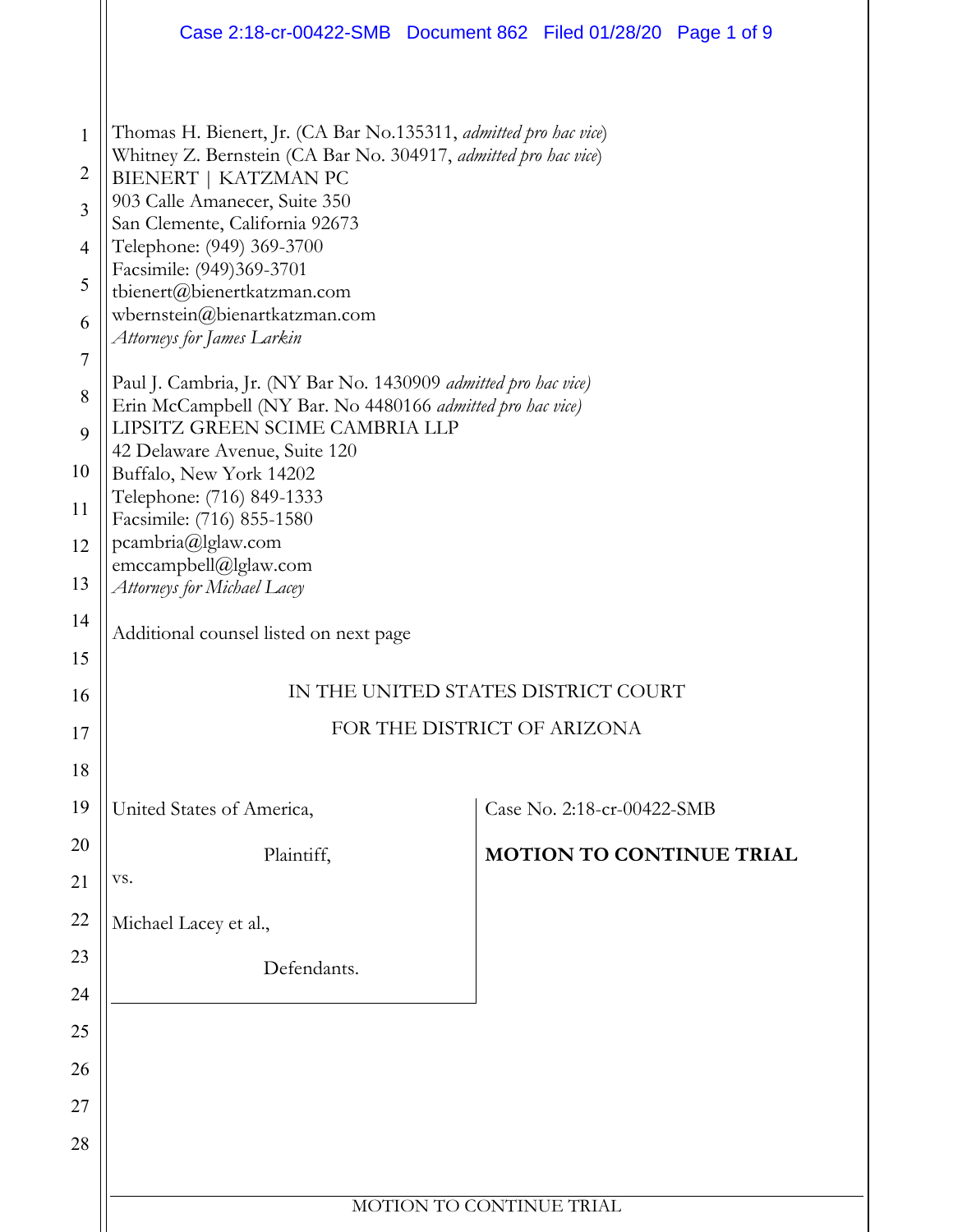Thomas H. Bienert, Jr. (CA Bar No.135311, *admitted pro hac vice*)
Whitney Z. Bernstein (CA Bar No. 304917, *admitted pro hac vice*)
BIENERT | KATZMAN PC
903 Calle Amanecer, Suite 350
San Clemente, California 92673
Telephone: (949) 369-3700
Facsimile: (949)369-3701
tbienert@bienertkatzman.com
wbernstein@bienartkatzman.com
*Attorneys for James Larkin*

Paul J. Cambria, Jr. (NY Bar No. 1430909 *admitted pro hac vice)*
Erin McCampbell (NY Bar. No 4480166 *admitted pro hac vice)*
LIPSITZ GREEN SCIME CAMBRIA LLP
42 Delaware Avenue, Suite 120
Buffalo, New York 14202
Telephone: (716) 849-1333
Facsimile: (716) 855-1580
pcambria@lglaw.com
emccampbell@lglaw.com
*Attorneys for Michael Lacey*

Additional counsel listed on next page

IN THE UNITED STATES DISTRICT COURT

FOR THE DISTRICT OF ARIZONA

United States of America,

Plaintiff,

vs.

Michael Lacey et al.,

Defendants.

Case No. 2:18-cr-00422-SMB

**MOTION TO CONTINUE TRIAL**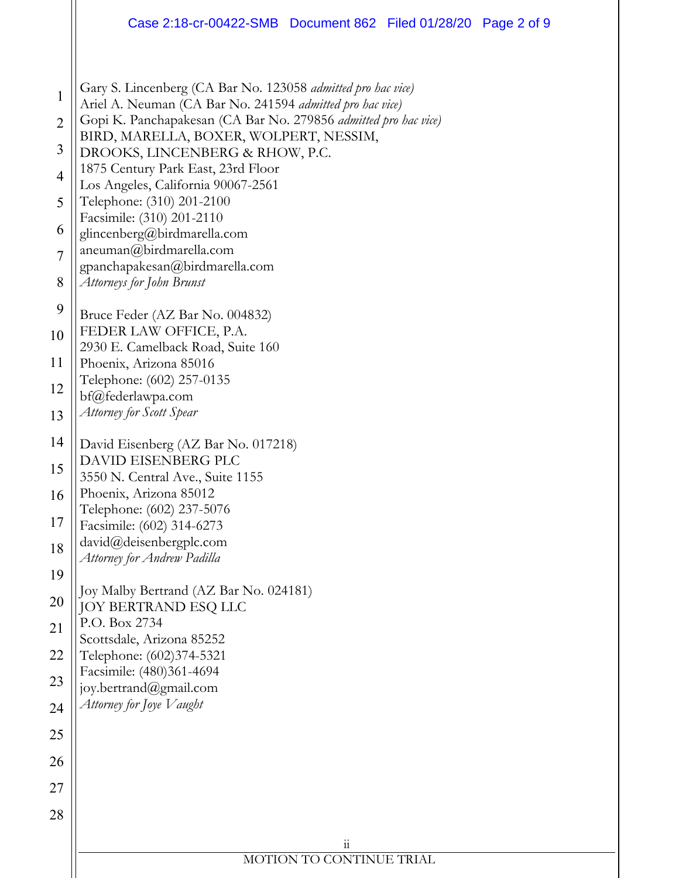Gary S. Lincenberg (CA Bar No. 123058 *admitted pro hac vice)*
Ariel A. Neuman (CA Bar No. 241594 *admitted pro hac vice)*
Gopi K. Panchapakesan (CA Bar No. 279856 *admitted pro hac vice)*
BIRD, MARELLA, BOXER, WOLPERT, NESSIM,
DROOKS, LINCENBERG & RHOW, P.C.
1875 Century Park East, 23rd Floor
Los Angeles, California 90067-2561
Telephone: (310) 201-2100
Facsimile: (310) 201-2110
glincenberg@birdmarella.com
aneuman@birdmarella.com
gpanchapakesan@birdmarella.com
*Attorneys for John Brunst*

Bruce Feder (AZ Bar No. 004832)
FEDER LAW OFFICE, P.A.
2930 E. Camelback Road, Suite 160
Phoenix, Arizona 85016
Telephone: (602) 257-0135
bf@federlawpa.com
*Attorney for Scott Spear*

David Eisenberg (AZ Bar No. 017218)
DAVID EISENBERG PLC
3550 N. Central Ave., Suite 1155
Phoenix, Arizona 85012
Telephone: (602) 237-5076
Facsimile: (602) 314-6273
david@deisenbergplc.com
*Attorney for Andrew Padilla*

Joy Malby Bertrand (AZ Bar No. 024181)
JOY BERTRAND ESQ LLC
P.O. Box 2734
Scottsdale, Arizona 85252
Telephone: (602)374-5321
Facsimile: (480)361-4694
joy.bertrand@gmail.com
*Attorney for Joye Vaught*

MOTION TO CONTINUE TRIAL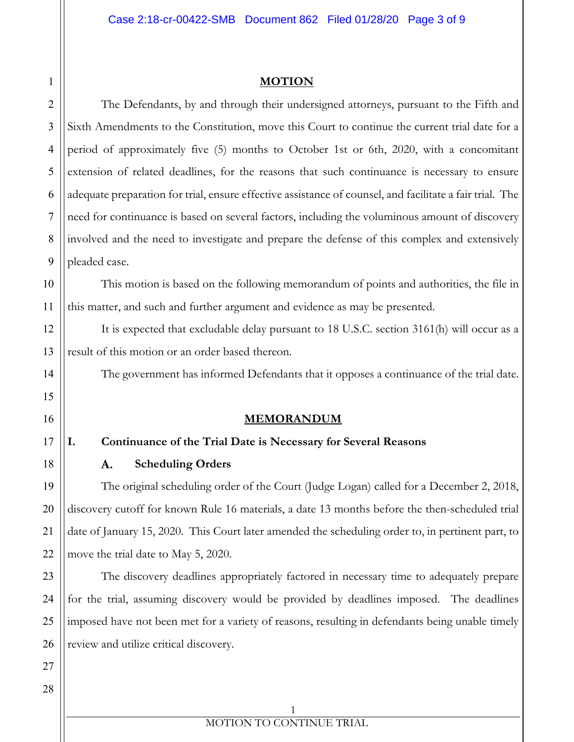## MOTION

The Defendants, by and through their undersigned attorneys, pursuant to the Fifth and Sixth Amendments to the Constitution, move this Court to continue the current trial date for a period of approximately five (5) months to October 1st or 6th, 2020, with a concomitant extension of related deadlines, for the reasons that such continuance is necessary to ensure adequate preparation for trial, ensure effective assistance of counsel, and facilitate a fair trial. The need for continuance is based on several factors, including the voluminous amount of discovery involved and the need to investigate and prepare the defense of this complex and extensively pleaded case.

This motion is based on the following memorandum of points and authorities, the file in this matter, and such and further argument and evidence as may be presented.

It is expected that excludable delay pursuant to 18 U.S.C. section 3161(h) will occur as a result of this motion or an order based thereon.

The government has informed Defendants that it opposes a continuance of the trial date.

## MEMORANDUM

### I. Continuance of the Trial Date is Necessary for Several Reasons

#### A. Scheduling Orders

The original scheduling order of the Court (Judge Logan) called for a December 2, 2018, discovery cutoff for known Rule 16 materials, a date 13 months before the then-scheduled trial date of January 15, 2020. This Court later amended the scheduling order to, in pertinent part, to move the trial date to May 5, 2020.

The discovery deadlines appropriately factored in necessary time to adequately prepare for the trial, assuming discovery would be provided by deadlines imposed. The deadlines imposed have not been met for a variety of reasons, resulting in defendants being unable timely review and utilize critical discovery.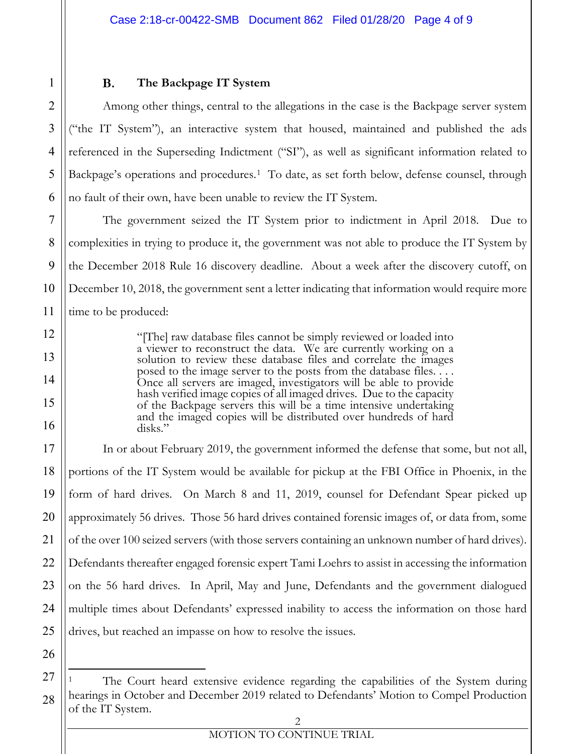### B. The Backpage IT System

Among other things, central to the allegations in the case is the Backpage server system ("the IT System"), an interactive system that housed, maintained and published the ads referenced in the Superseding Indictment ("SI"), as well as significant information related to Backpage's operations and procedures.[1] To date, as set forth below, defense counsel, through no fault of their own, have been unable to review the IT System.

The government seized the IT System prior to indictment in April 2018. Due to complexities in trying to produce it, the government was not able to produce the IT System by the December 2018 Rule 16 discovery deadline. About a week after the discovery cutoff, on December 10, 2018, the government sent a letter indicating that information would require more time to be produced:

> "[The] raw database files cannot be simply reviewed or loaded into a viewer to reconstruct the data. We are currently working on a solution to review these database files and correlate the images posed to the image server to the posts from the database files. . . . Once all servers are imaged, investigators will be able to provide hash verified image copies of all imaged drives. Due to the capacity of the Backpage servers this will be a time intensive undertaking and the imaged copies will be distributed over hundreds of hard disks."

In or about February 2019, the government informed the defense that some, but not all, portions of the IT System would be available for pickup at the FBI Office in Phoenix, in the form of hard drives. On March 8 and 11, 2019, counsel for Defendant Spear picked up approximately 56 drives. Those 56 hard drives contained forensic images of, or data from, some of the over 100 seized servers (with those servers containing an unknown number of hard drives). Defendants thereafter engaged forensic expert Tami Loehrs to assist in accessing the information on the 56 hard drives. In April, May and June, Defendants and the government dialogued multiple times about Defendants' expressed inability to access the information on those hard drives, but reached an impasse on how to resolve the issues.

---

[1] The Court heard extensive evidence regarding the capabilities of the System during hearings in October and December 2019 related to Defendants' Motion to Compel Production of the IT System.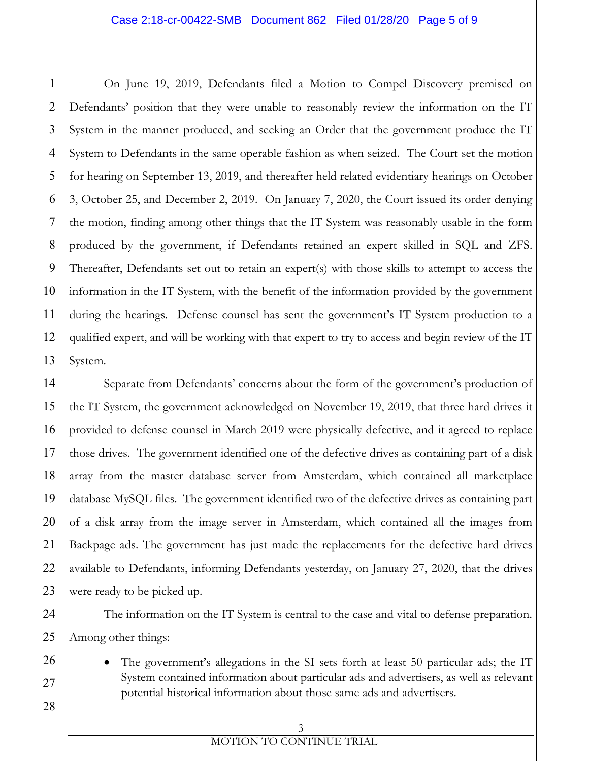On June 19, 2019, Defendants filed a Motion to Compel Discovery premised on Defendants' position that they were unable to reasonably review the information on the IT System in the manner produced, and seeking an Order that the government produce the IT System to Defendants in the same operable fashion as when seized. The Court set the motion for hearing on September 13, 2019, and thereafter held related evidentiary hearings on October 3, October 25, and December 2, 2019. On January 7, 2020, the Court issued its order denying the motion, finding among other things that the IT System was reasonably usable in the form produced by the government, if Defendants retained an expert skilled in SQL and ZFS. Thereafter, Defendants set out to retain an expert(s) with those skills to attempt to access the information in the IT System, with the benefit of the information provided by the government during the hearings. Defense counsel has sent the government's IT System production to a qualified expert, and will be working with that expert to try to access and begin review of the IT System.

Separate from Defendants' concerns about the form of the government's production of the IT System, the government acknowledged on November 19, 2019, that three hard drives it provided to defense counsel in March 2019 were physically defective, and it agreed to replace those drives. The government identified one of the defective drives as containing part of a disk array from the master database server from Amsterdam, which contained all marketplace database MySQL files. The government identified two of the defective drives as containing part of a disk array from the image server in Amsterdam, which contained all the images from Backpage ads. The government has just made the replacements for the defective hard drives available to Defendants, informing Defendants yesterday, on January 27, 2020, that the drives were ready to be picked up.

The information on the IT System is central to the case and vital to defense preparation. Among other things:

- The government's allegations in the SI sets forth at least 50 particular ads; the IT System contained information about particular ads and advertisers, as well as relevant potential historical information about those same ads and advertisers.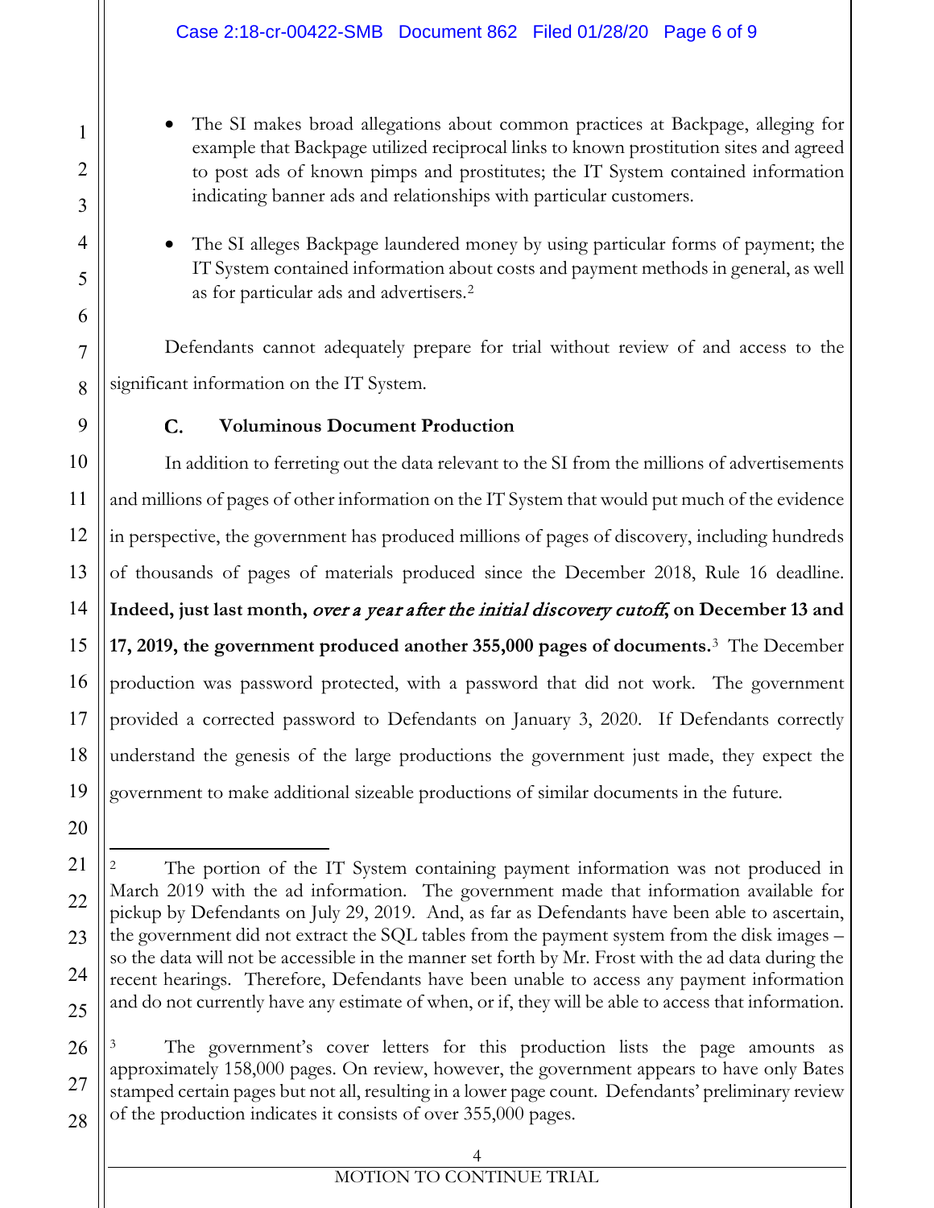- The SI makes broad allegations about common practices at Backpage, alleging for example that Backpage utilized reciprocal links to known prostitution sites and agreed to post ads of known pimps and prostitutes; the IT System contained information indicating banner ads and relationships with particular customers.

- The SI alleges Backpage laundered money by using particular forms of payment; the IT System contained information about costs and payment methods in general, as well as for particular ads and advertisers.[2]

Defendants cannot adequately prepare for trial without review of and access to the significant information on the IT System.

### C. Voluminous Document Production

In addition to ferreting out the data relevant to the SI from the millions of advertisements and millions of pages of other information on the IT System that would put much of the evidence in perspective, the government has produced millions of pages of discovery, including hundreds of thousands of pages of materials produced since the December 2018, Rule 16 deadline. **Indeed, just last month, *over a year after the initial discovery cutoff*, on December 13 and 17, 2019, the government produced another 355,000 pages of documents.**[3] The December production was password protected, with a password that did not work. The government provided a corrected password to Defendants on January 3, 2020. If Defendants correctly understand the genesis of the large productions the government just made, they expect the government to make additional sizeable productions of similar documents in the future.

---

[2] The portion of the IT System containing payment information was not produced in March 2019 with the ad information. The government made that information available for pickup by Defendants on July 29, 2019. And, as far as Defendants have been able to ascertain, the government did not extract the SQL tables from the payment system from the disk images – so the data will not be accessible in the manner set forth by Mr. Frost with the ad data during the recent hearings. Therefore, Defendants have been unable to access any payment information and do not currently have any estimate of when, or if, they will be able to access that information.

[3] The government's cover letters for this production lists the page amounts as approximately 158,000 pages. On review, however, the government appears to have only Bates stamped certain pages but not all, resulting in a lower page count. Defendants' preliminary review of the production indicates it consists of over 355,000 pages.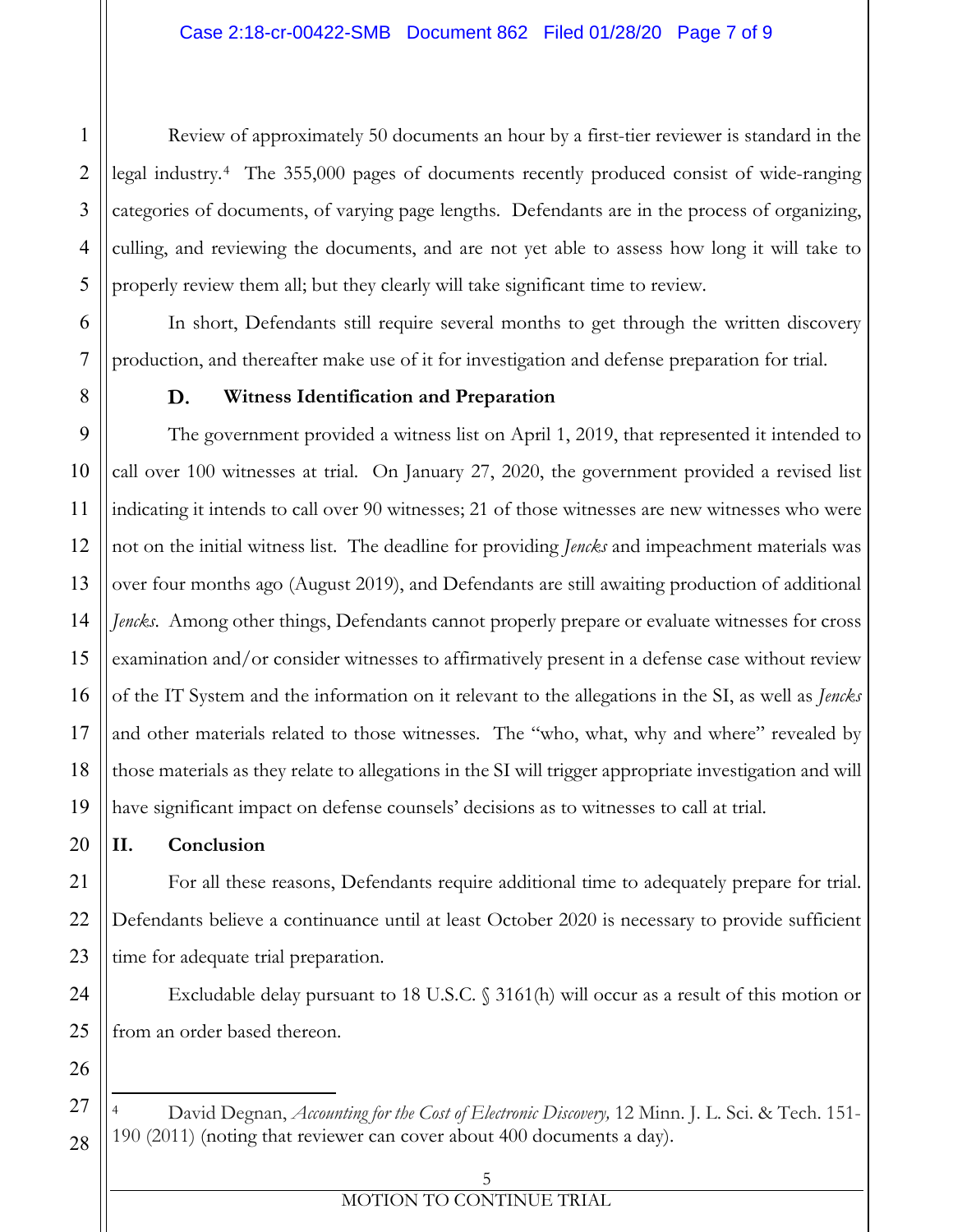Review of approximately 50 documents an hour by a first-tier reviewer is standard in the legal industry.[4] The 355,000 pages of documents recently produced consist of wide-ranging categories of documents, of varying page lengths. Defendants are in the process of organizing, culling, and reviewing the documents, and are not yet able to assess how long it will take to properly review them all; but they clearly will take significant time to review.

In short, Defendants still require several months to get through the written discovery production, and thereafter make use of it for investigation and defense preparation for trial.

### D. Witness Identification and Preparation

The government provided a witness list on April 1, 2019, that represented it intended to call over 100 witnesses at trial. On January 27, 2020, the government provided a revised list indicating it intends to call over 90 witnesses; 21 of those witnesses are new witnesses who were not on the initial witness list. The deadline for providing *Jencks* and impeachment materials was over four months ago (August 2019), and Defendants are still awaiting production of additional *Jencks*. Among other things, Defendants cannot properly prepare or evaluate witnesses for cross examination and/or consider witnesses to affirmatively present in a defense case without review of the IT System and the information on it relevant to the allegations in the SI, as well as *Jencks* and other materials related to those witnesses. The "who, what, why and where" revealed by those materials as they relate to allegations in the SI will trigger appropriate investigation and will have significant impact on defense counsels' decisions as to witnesses to call at trial.

## II. Conclusion

For all these reasons, Defendants require additional time to adequately prepare for trial. Defendants believe a continuance until at least October 2020 is necessary to provide sufficient time for adequate trial preparation.

Excludable delay pursuant to 18 U.S.C. § 3161(h) will occur as a result of this motion or from an order based thereon.

---

[4] David Degnan, *Accounting for the Cost of Electronic Discovery,* 12 Minn. J. L. Sci. & Tech. 151-190 (2011) (noting that reviewer can cover about 400 documents a day).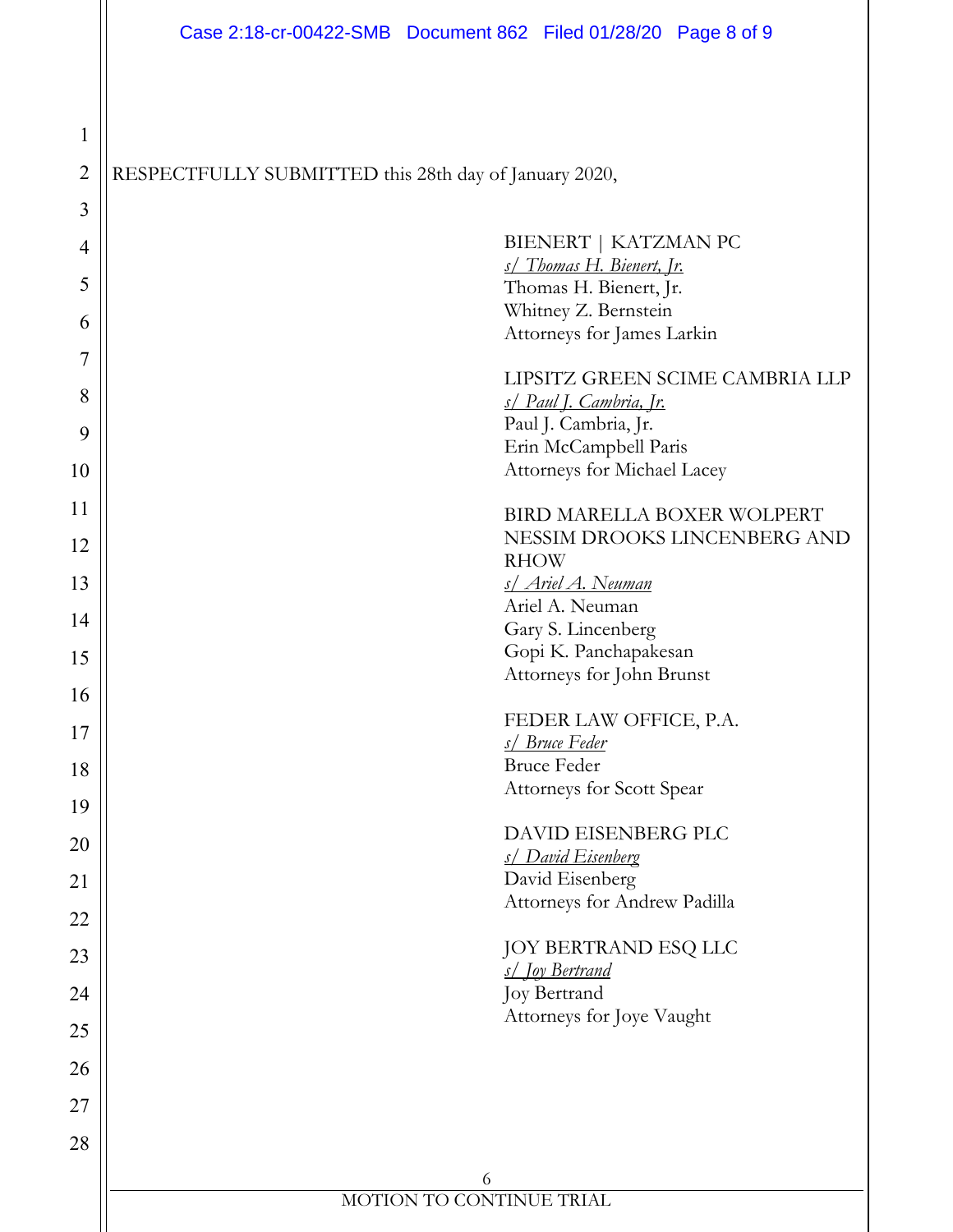RESPECTFULLY SUBMITTED this 28th day of January 2020,

BIENERT | KATZMAN PC
*s/ Thomas H. Bienert, Jr.*
Thomas H. Bienert, Jr.
Whitney Z. Bernstein
Attorneys for James Larkin

LIPSITZ GREEN SCIME CAMBRIA LLP
*s/ Paul J. Cambria, Jr.*
Paul J. Cambria, Jr.
Erin McCampbell Paris
Attorneys for Michael Lacey

BIRD MARELLA BOXER WOLPERT NESSIM DROOKS LINCENBERG AND RHOW
*s/ Ariel A. Neuman*
Ariel A. Neuman
Gary S. Lincenberg
Gopi K. Panchapakesan
Attorneys for John Brunst

FEDER LAW OFFICE, P.A.
*s/ Bruce Feder*
Bruce Feder
Attorneys for Scott Spear

DAVID EISENBERG PLC
*s/ David Eisenberg*
David Eisenberg
Attorneys for Andrew Padilla

JOY BERTRAND ESQ LLC
*s/ Joy Bertrand*
Joy Bertrand
Attorneys for Joye Vaught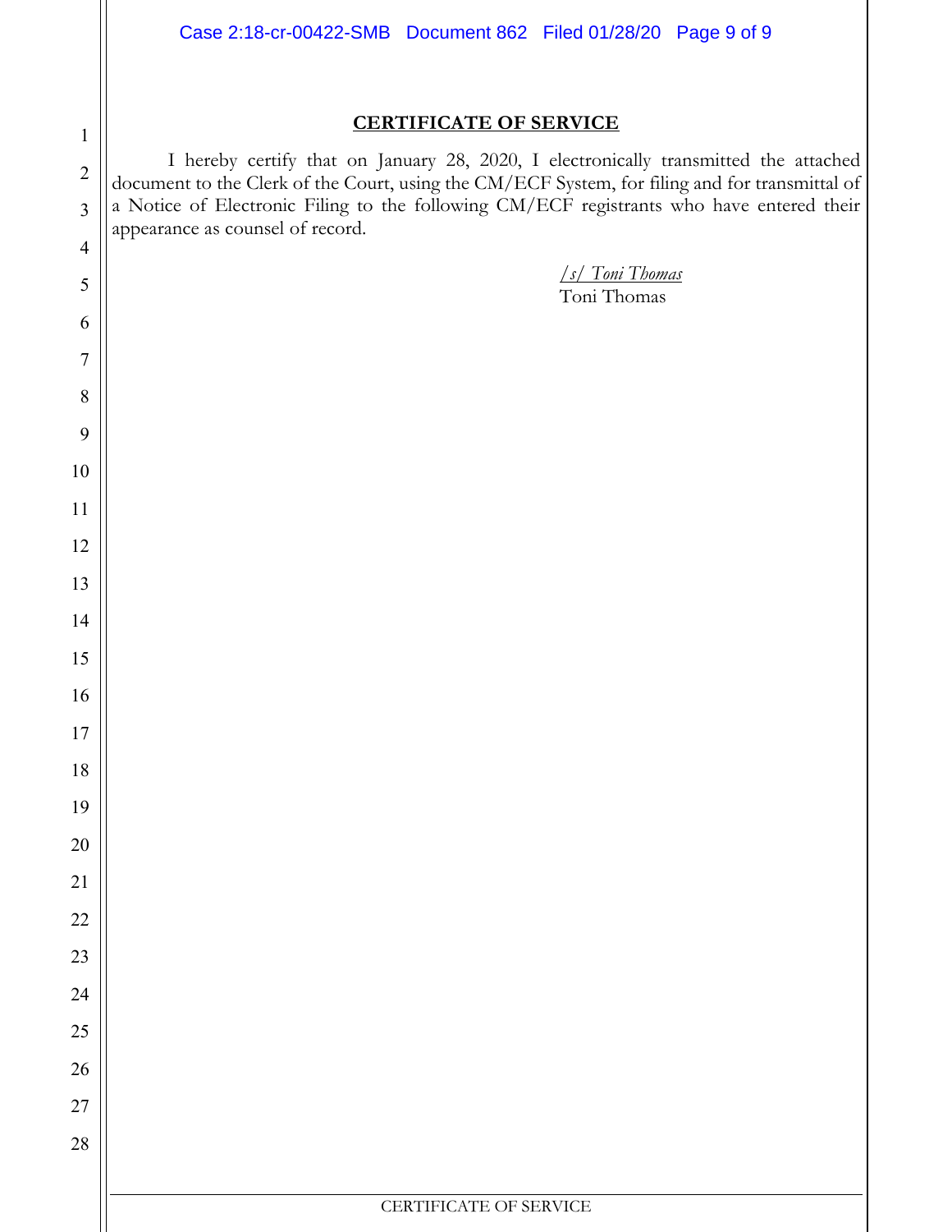## CERTIFICATE OF SERVICE

I hereby certify that on January 28, 2020, I electronically transmitted the attached document to the Clerk of the Court, using the CM/ECF System, for filing and for transmittal of a Notice of Electronic Filing to the following CM/ECF registrants who have entered their appearance as counsel of record.

*/s/ Toni Thomas*
Toni Thomas